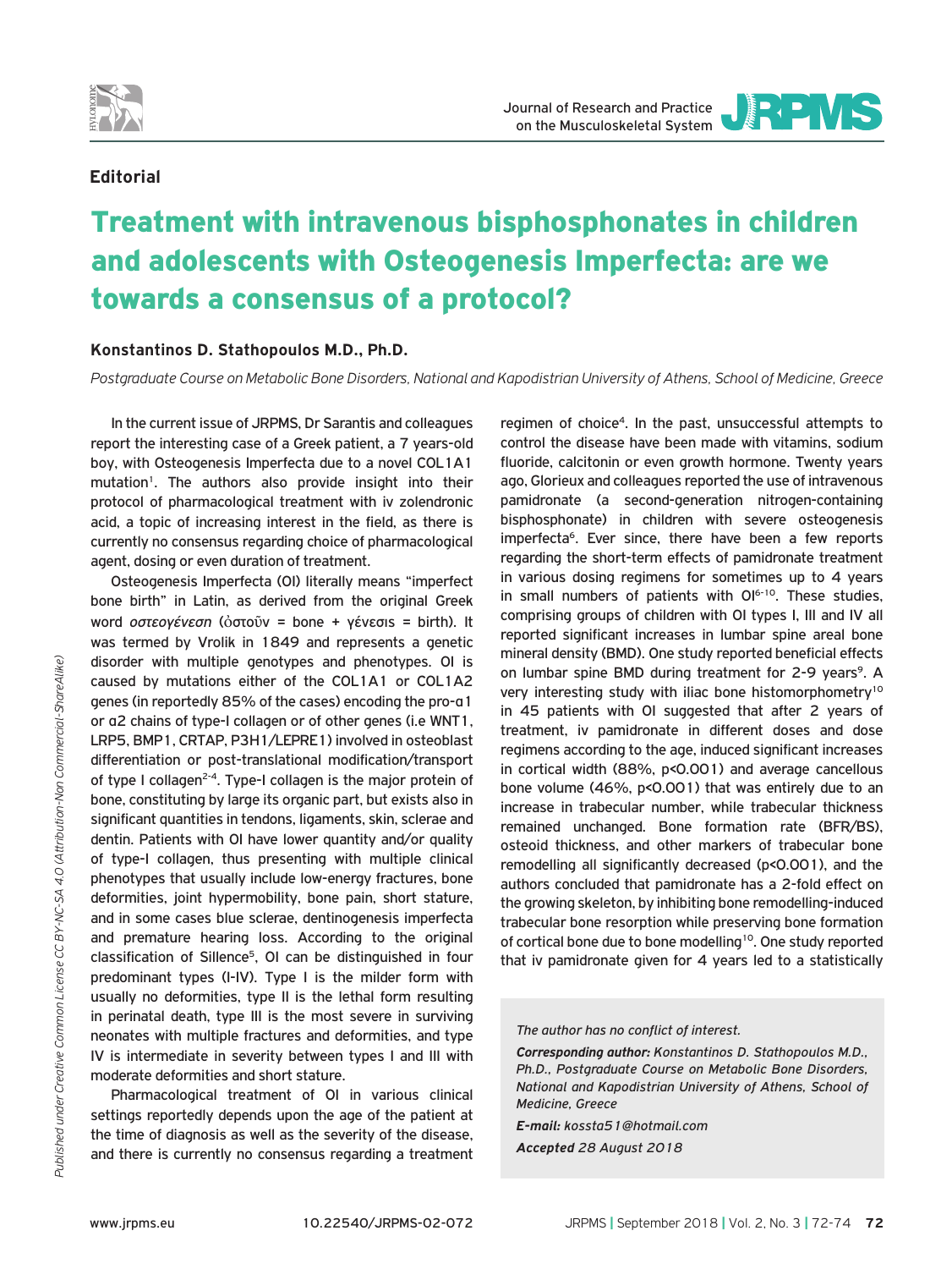**Editorial**

# Treatment with intravenous bisphosphonates in children and adolescents with Osteogenesis Imperfecta: are we towards a consensus of a protocol?

**Konstantinos D. Stathopoulos M.D., Ph.D.**

*Postgraduate Course on Metabolic Bone Disorders, National and Kapodistrian University of Athens, School of Medicine, Greece*

In the current issue of JRPMS, Dr Sarantis and colleagues report the interesting case of a Greek patient, a 7 years-old boy, with Osteogenesis Imperfecta due to a novel COL1A1 mutation[1]. The authors also provide insight into their protocol of pharmacological treatment with iv zolendronic acid, a topic of increasing interest in the field, as there is currently no consensus regarding choice of pharmacological agent, dosing or even duration of treatment.

Osteogenesis Imperfecta (OI) literally means "imperfect bone birth" in Latin, as derived from the original Greek word *οστεογένεση* (ὀστοῦν = bone + γένεσις = birth). It was termed by Vrolik in 1849 and represents a genetic disorder with multiple genotypes and phenotypes. OI is caused by mutations either of the COL1A1 or COL1A2 genes (in reportedly 85% of the cases) encoding the pro-α1 or α2 chains of type-I collagen or of other genes (i.e WNT1, LRP5, BMP1, CRTAP, P3H1/LEPRE1) involved in osteoblast differentiation or post-translational modification/transport of type I collagen[2-4]. Type-I collagen is the major protein of bone, constituting by large its organic part, but exists also in significant quantities in tendons, ligaments, skin, sclerae and dentin. Patients with OI have lower quantity and/or quality of type-I collagen, thus presenting with multiple clinical phenotypes that usually include low-energy fractures, bone deformities, joint hypermobility, bone pain, short stature, and in some cases blue sclerae, dentinogenesis imperfecta and premature hearing loss. According to the original classification of Sillence[5], OI can be distinguished in four predominant types (I-IV). Type I is the milder form with usually no deformities, type II is the lethal form resulting in perinatal death, type III is the most severe in surviving neonates with multiple fractures and deformities, and type IV is intermediate in severity between types I and III with moderate deformities and short stature.

Pharmacological treatment of OI in various clinical settings reportedly depends upon the age of the patient at the time of diagnosis as well as the severity of the disease, and there is currently no consensus regarding a treatment regimen of choice[4]. In the past, unsuccessful attempts to control the disease have been made with vitamins, sodium fluoride, calcitonin or even growth hormone. Twenty years ago, Glorieux and colleagues reported the use of intravenous pamidronate (a second-generation nitrogen-containing bisphosphonate) in children with severe osteogenesis imperfecta[6]. Ever since, there have been a few reports regarding the short-term effects of pamidronate treatment in various dosing regimens for sometimes up to 4 years in small numbers of patients with OI[6-10]. These studies, comprising groups of children with OI types I, III and IV all reported significant increases in lumbar spine areal bone mineral density (BMD). One study reported beneficial effects on lumbar spine BMD during treatment for 2-9 years[9]. A very interesting study with iliac bone histomorphometry[10] in 45 patients with OI suggested that after 2 years of treatment, iv pamidronate in different doses and dose regimens according to the age, induced significant increases in cortical width (88%, $p<0.001$) and average cancellous bone volume (46%, $p<0.001$) that was entirely due to an increase in trabecular number, while trabecular thickness remained unchanged. Bone formation rate (BFR/BS), osteoid thickness, and other markers of trabecular bone remodelling all significantly decreased ($p<0.001$), and the authors concluded that pamidronate has a 2-fold effect on the growing skeleton, by inhibiting bone remodelling-induced trabecular bone resorption while preserving bone formation of cortical bone due to bone modelling[10]. One study reported that iv pamidronate given for 4 years led to a statistically

*The author has no conflict of interest.*

***Corresponding author:** Konstantinos D. Stathopoulos M.D., Ph.D., Postgraduate Course on Metabolic Bone Disorders, National and Kapodistrian University of Athens, School of Medicine, Greece*

***E-mail:** kossta51@hotmail.com*

***Accepted** 28 August 2018*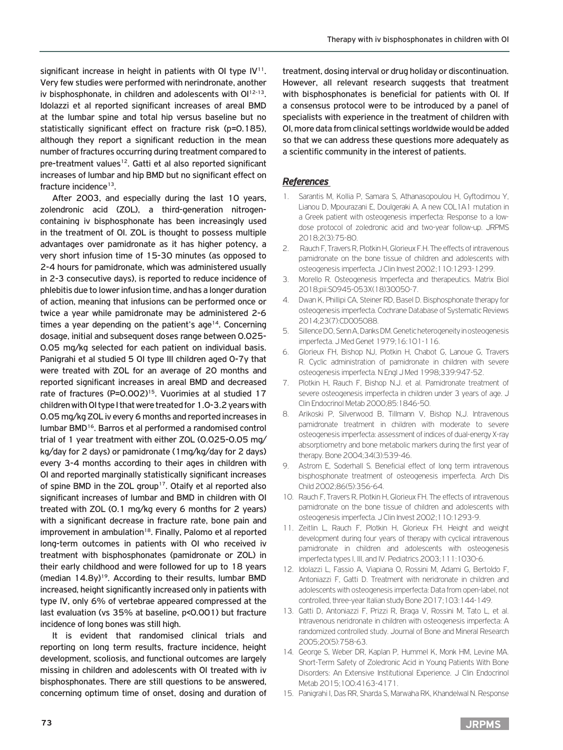significant increase in height in patients with OI type IV[11]. Very few studies were performed with nerindronate, another iv bisphosphonate, in children and adolescents with OI[12-13]. Idolazzi et al reported significant increases of areal BMD at the lumbar spine and total hip versus baseline but no statistically significant effect on fracture risk (p=0.185), although they report a significant reduction in the mean number of fractures occurring during treatment compared to pre-treatment values[12]. Gatti et al also reported significant increases of lumbar and hip BMD but no significant effect on fracture incidence[13].

After 2003, and especially during the last 10 years, zolendronic acid (ZOL), a third-generation nitrogen-containing iv bisphosphonate has been increasingly used in the treatment of OI. ZOL is thought to possess multiple advantages over pamidronate as it has higher potency, a very short infusion time of 15-30 minutes (as opposed to 2-4 hours for pamidronate, which was administered usually in 2-3 consecutive days), is reported to reduce incidence of phlebitis due to lower infusion time, and has a longer duration of action, meaning that infusions can be performed once or twice a year while pamidronate may be administered 2-6 times a year depending on the patient's age[14]. Concerning dosage, initial and subsequent doses range between 0.025-0.05 mg/kg selected for each patient on individual basis. Panigrahi et al studied 5 OI type III children aged 0-7y that were treated with ZOL for an average of 20 months and reported significant increases in areal BMD and decreased rate of fractures (P=0.002)[15]. Vuorimies at al studied 17 children with OI type I that were treated for 1.0-3.2 years with 0.05 mg/kg ZOL iv every 6 months and reported increases in lumbar BMD[16]. Barros et al performed a randomised control trial of 1 year treatment with either ZOL (0.025-0.05 mg/kg/day for 2 days) or pamidronate (1mg/kg/day for 2 days) every 3-4 months according to their ages in children with OI and reported marginally statistically significant increases of spine BMD in the ZOL group[17]. Otaify et al reported also significant increases of lumbar and BMD in children with OI treated with ZOL (0.1 mg/kg every 6 months for 2 years) with a significant decrease in fracture rate, bone pain and improvement in ambulation[18]. Finally, Palomo et al reported long-term outcomes in patients with OI who received iv treatment with bisphosphonates (pamidronate or ZOL) in their early childhood and were followed for up to 18 years (median 14.8y)[19]. According to their results, lumbar BMD increased, height significantly increased only in patients with type IV, only 6% of vertebrae appeared compressed at the last evaluation (vs 35% at baseline, p<0.001) but fracture incidence of long bones was still high.

It is evident that randomised clinical trials and reporting on long term results, fracture incidence, height development, scoliosis, and functional outcomes are largely missing in children and adolescents with OI treated with iv bisphosphonates. There are still questions to be answered, concerning optimum time of onset, dosing and duration of treatment, dosing interval or drug holiday or discontinuation. However, all relevant research suggests that treatment with bisphosphonates is beneficial for patients with OI. If a consensus protocol were to be introduced by a panel of specialists with experience in the treatment of children with OI, more data from clinical settings worldwide would be added so that we can address these questions more adequately as a scientific community in the interest of patients.

## References

1. Sarantis M, Kollia P, Samara S, Athanasopoulou H, Gyftodimou Y, Lianou D, Mpourazani E, Doulgeraki A. A new COL1A1 mutation in a Greek patient with osteogenesis imperfecta: Response to a low-dose protocol of zoledronic acid and two-year follow-up. JRPMS 2018;2(3):75-80.
2. Rauch F, Travers R, Plotkin H, Glorieux F.H. The effects of intravenous pamidronate on the bone tissue of children and adolescents with osteogenesis imperfecta. J Clin Invest 2002;110:1293-1299.
3. Morello R. Osteogenesis Imperfecta and therapeutics. Matrix Biol 2018;pii:S0945-053X(18)30050-7.
4. Dwan K, Phillipi CA, Steiner RD, Basel D. Bisphosphonate therapy for osteogenesis imperfecta. Cochrane Database of Systematic Reviews 2014;23(7):CD005088.
5. Sillence DO, Senn A, Danks DM. Genetic heterogeneity in osteogenesis imperfecta. J Med Genet 1979;16:101-116.
6. Glorieux FH, Bishop NJ, Plotkin H, Chabot G, Lanoue G, Travers R. Cyclic administration of pamidronate in children with severe osteogenesis imperfecta. N Engl J Med 1998;339:947-52.
7. Plotkin H, Rauch F, Bishop N.J. et al. Pamidronate treatment of severe osteogenesis imperfecta in children under 3 years of age. J Clin Endocrinol Metab 2000;85:1846-50.
8. Arikoski P, Silverwood B, Tillmann V, Bishop N.J. Intravenous pamidronate treatment in children with moderate to severe osteogenesis imperfecta: assessment of indices of dual-energy X-ray absorptiometry and bone metabolic markers during the first year of therapy. Bone 2004;34(3):539-46.
9. Astrom E, Soderhall S. Beneficial effect of long term intravenous bisphosphonate treatment of osteogenesis imperfecta. Arch Dis Child 2002;86(5):356-64.
10. Rauch F, Travers R, Plotkin H, Glorieux FH. The effects of intravenous pamidronate on the bone tissue of children and adolescents with osteogenesis imperfecta. J Clin Invest 2002;110:1293-9.
11. Zeitlin L, Rauch F, Plotkin H, Glorieux FH. Height and weight development during four years of therapy with cyclical intravenous pamidronate in children and adolescents with osteogenesis imperfecta types I, III, and IV. Pediatrics 2003;111:1030-6.
12. Idolazzi L, Fassio A, Viapiana O, Rossini M, Adami G, Bertoldo F, Antoniazzi F, Gatti D. Treatment with neridronate in children and adolescents with osteogenesis imperfecta: Data from open-label, not controlled, three-year Italian study Bone 2017;103:144-149.
13. Gatti D, Antoniazzi F, Prizzi R, Braga V, Rossini M, Tato L, et al. Intravenous neridronate in children with osteogenesis imperfecta: A randomized controlled study. Journal of Bone and Mineral Research 2005;20(5):758-63.
14. George S, Weber DR, Kaplan P, Hummel K, Monk HM, Levine MA. Short-Term Safety of Zoledronic Acid in Young Patients With Bone Disorders: An Extensive Institutional Experience. J Clin Endocrinol Metab 2015;100:4163-4171.
15. Panigrahi I, Das RR, Sharda S, Marwaha RK, Khandelwal N. Response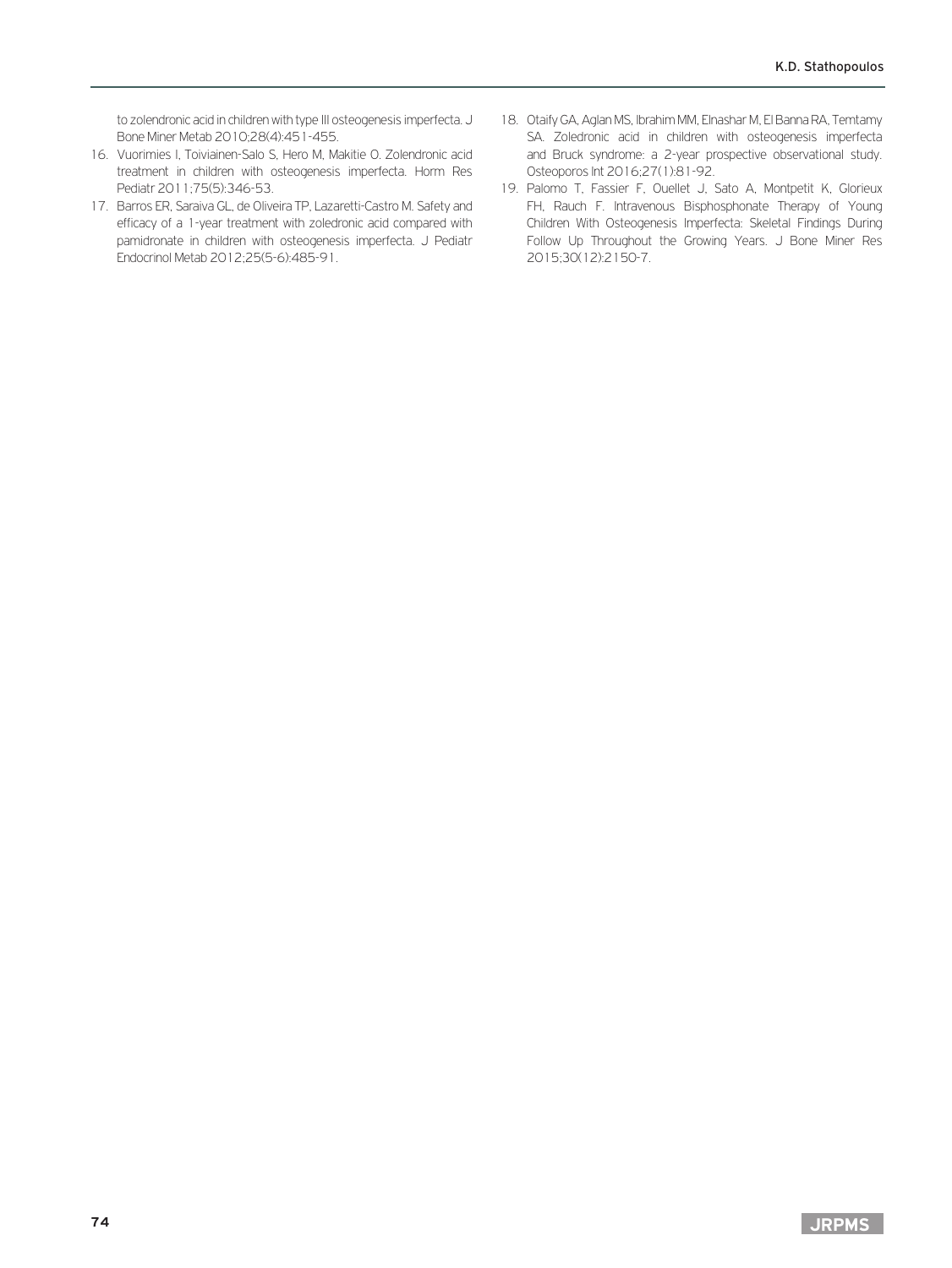to zolendronic acid in children with type III osteogenesis imperfecta. J Bone Miner Metab 2010;28(4):451-455.

16. Vuorimies I, Toiviainen-Salo S, Hero M, Makitie O. Zolendronic acid treatment in children with osteogenesis imperfecta. Horm Res Pediatr 2011;75(5):346-53.
17. Barros ER, Saraiva GL, de Oliveira TP, Lazaretti-Castro M. Safety and efficacy of a 1-year treatment with zoledronic acid compared with pamidronate in children with osteogenesis imperfecta. J Pediatr Endocrinol Metab 2012;25(5-6):485-91.
18. Otaify GA, Aglan MS, Ibrahim MM, Elnashar M, El Banna RA, Temtamy SA. Zoledronic acid in children with osteogenesis imperfecta and Bruck syndrome: a 2-year prospective observational study. Osteoporos Int 2016;27(1):81-92.
19. Palomo T, Fassier F, Ouellet J, Sato A, Montpetit K, Glorieux FH, Rauch F. Intravenous Bisphosphonate Therapy of Young Children With Osteogenesis Imperfecta: Skeletal Findings During Follow Up Throughout the Growing Years. J Bone Miner Res 2015;30(12):2150-7.